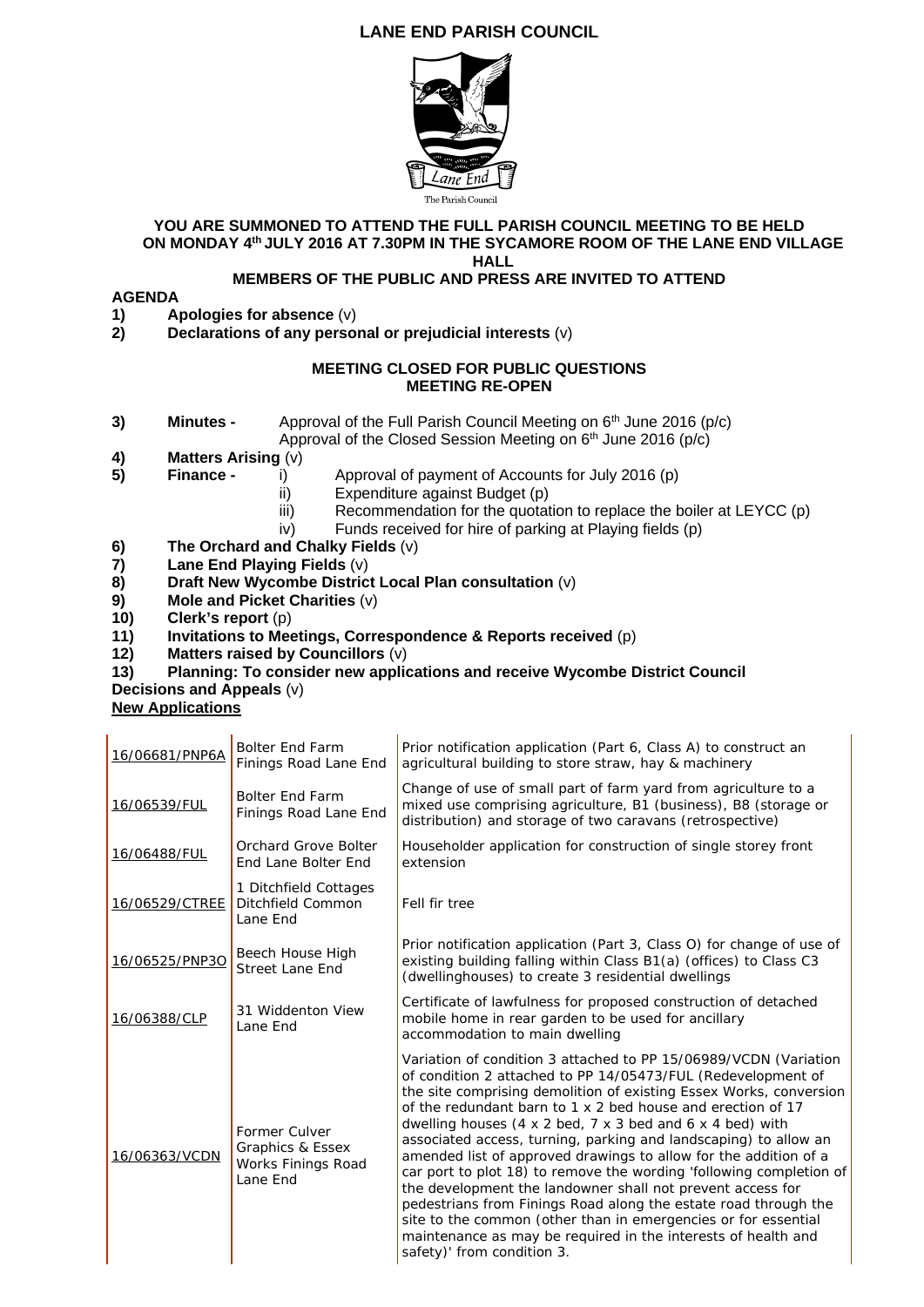# LANE END PARISH COUNCIL

**YOU ARE SUMMONED TO ATTEND THE FULL PARISH COUNCIL MEETING TO BE HELD ON MONDAY 4th JULY 2016 AT 7.30PM IN THE SYCAMORE ROOM OF THE LANE END VILLAGE HALL**

**MEMBERS OF THE PUBLIC AND PRESS ARE INVITED TO ATTEND**

**AGENDA**

1) **Apologies for absence** (v)
2) **Declarations of any personal or prejudicial interests** (v)

**MEETING CLOSED FOR PUBLIC QUESTIONS**
**MEETING RE-OPEN**

3) **Minutes -** Approval of the Full Parish Council Meeting on 6th June 2016 (p/c)
   Approval of the Closed Session Meeting on 6th June 2016 (p/c)
4) **Matters Arising** (v)
5) **Finance -**
   i) Approval of payment of Accounts for July 2016 (p)
   ii) Expenditure against Budget (p)
   iii) Recommendation for the quotation to replace the boiler at LEYCC (p)
   iv) Funds received for hire of parking at Playing fields (p)
6) **The Orchard and Chalky Fields** (v)
7) **Lane End Playing Fields** (v)
8) **Draft New Wycombe District Local Plan consultation** (v)
9) **Mole and Picket Charities** (v)
10) **Clerk's report** (p)
11) **Invitations to Meetings, Correspondence & Reports received** (p)
12) **Matters raised by Councillors** (v)
13) **Planning: To consider new applications and receive Wycombe District Council Decisions and Appeals** (v)

**New Applications**

| | | |
|---|---|---|
| 16/06681/PNP6A | Bolter End Farm Finings Road Lane End | Prior notification application (Part 6, Class A) to construct an agricultural building to store straw, hay & machinery |
| 16/06539/FUL | Bolter End Farm Finings Road Lane End | Change of use of small part of farm yard from agriculture to a mixed use comprising agriculture, B1 (business), B8 (storage or distribution) and storage of two caravans (retrospective) |
| 16/06488/FUL | Orchard Grove Bolter End Lane Bolter End | Householder application for construction of single storey front extension |
| 16/06529/CTREE | 1 Ditchfield Cottages Ditchfield Common Lane End | Fell fir tree |
| 16/06525/PNP3O | Beech House High Street Lane End | Prior notification application (Part 3, Class O) for change of use of existing building falling within Class B1(a) (offices) to Class C3 (dwellinghouses) to create 3 residential dwellings |
| 16/06388/CLP | 31 Widdenton View Lane End | Certificate of lawfulness for proposed construction of detached mobile home in rear garden to be used for ancillary accommodation to main dwelling |
| 16/06363/VCDN | Former Culver Graphics & Essex Works Finings Road Lane End | Variation of condition 3 attached to PP 15/06989/VCDN (Variation of condition 2 attached to PP 14/05473/FUL (Redevelopment of the site comprising demolition of existing Essex Works, conversion of the redundant barn to 1 x 2 bed house and erection of 17 dwelling houses (4 x 2 bed, 7 x 3 bed and 6 x 4 bed) with associated access, turning, parking and landscaping) to allow an amended list of approved drawings to allow for the addition of a car port to plot 18) to remove the wording 'following completion of the development the landowner shall not prevent access for pedestrians from Finings Road along the estate road through the site to the common (other than in emergencies or for essential maintenance as may be required in the interests of health and safety)' from condition 3. |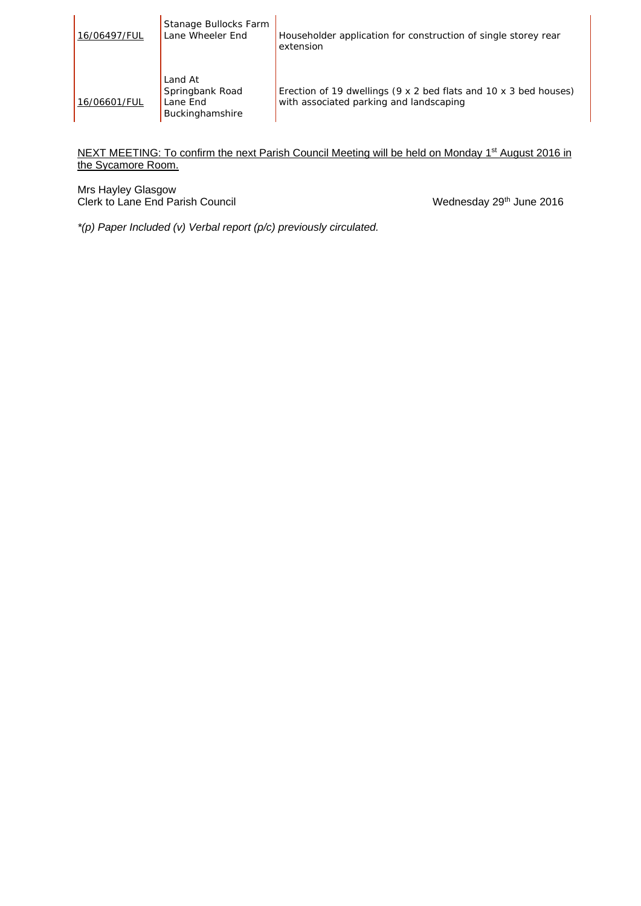| | | |
|---|---|---|
| 16/06497/FUL | Stanage Bullocks Farm Lane Wheeler End | Householder application for construction of single storey rear extension |
| 16/06601/FUL | Land At Springbank Road Lane End Buckinghamshire | Erection of 19 dwellings (9 x 2 bed flats and 10 x 3 bed houses) with associated parking and landscaping |

NEXT MEETING: To confirm the next Parish Council Meeting will be held on Monday 1st August 2016 in the Sycamore Room.

Mrs Hayley Glasgow
Clerk to Lane End Parish Council

Wednesday 29th June 2016

*\*(p) Paper Included (v) Verbal report (p/c) previously circulated.*